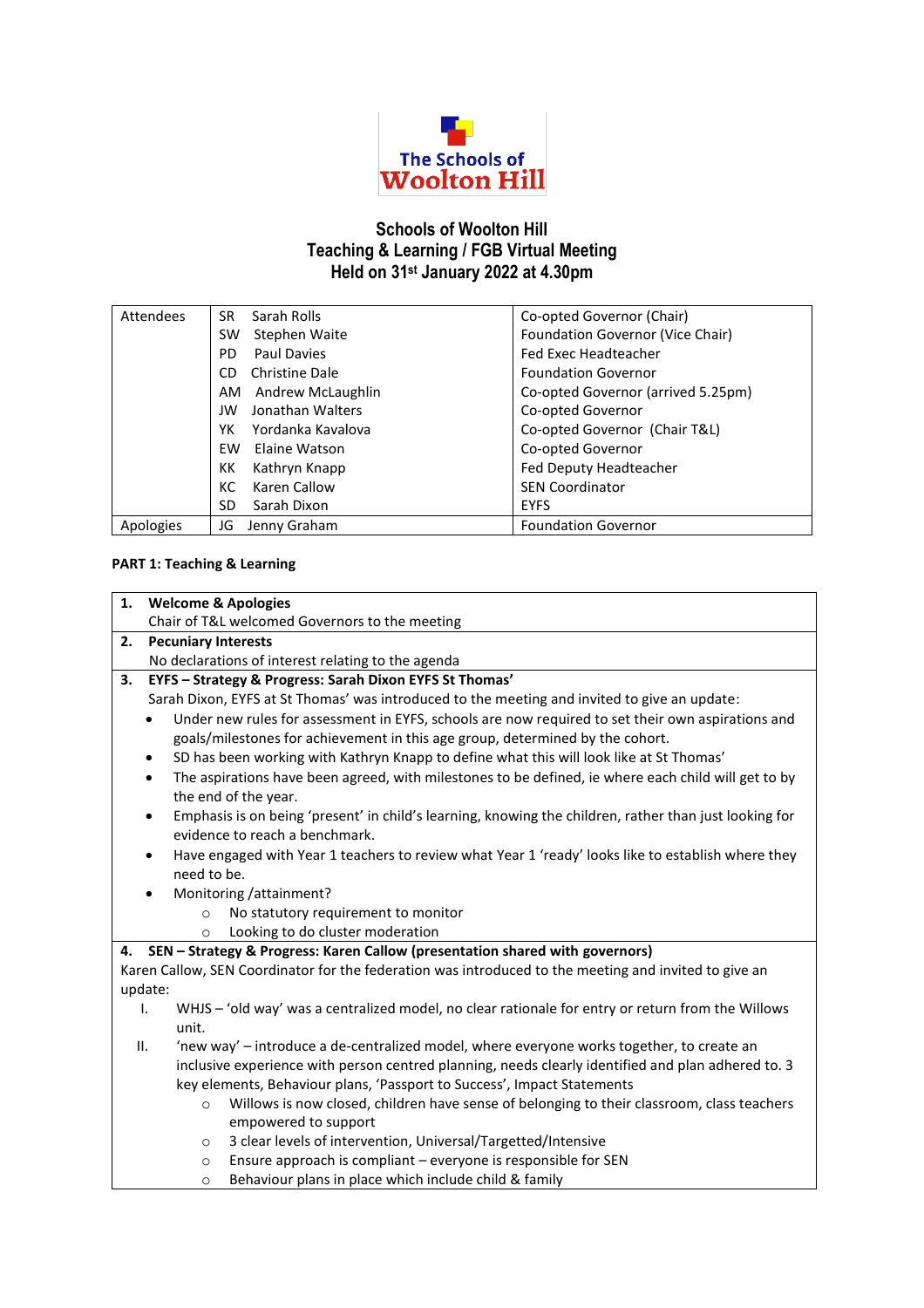The Schools of Wootton Hill

# Schools of Woolton Hill
## Teaching & Learning / FGB Virtual Meeting
## Held on 31st January 2022 at 4.30pm

| Attendees | SR Sarah Rolls | Co-opted Governor (Chair) |
|---|---|---|
| | SW Stephen Waite | Foundation Governor (Vice Chair) |
| | PD Paul Davies | Fed Exec Headteacher |
| | CD Christine Dale | Foundation Governor |
| | AM Andrew McLaughlin | Co-opted Governor (arrived 5.25pm) |
| | JW Jonathan Walters | Co-opted Governor |
| | YK Yordanka Kavalova | Co-opted Governor (Chair T&L) |
| | EW Elaine Watson | Co-opted Governor |
| | KK Kathryn Knapp | Fed Deputy Headteacher |
| | KC Karen Callow | SEN Coordinator |
| | SD Sarah Dixon | EYFS |
| Apologies | JG Jenny Graham | Foundation Governor |

**PART 1: Teaching & Learning**

**1. Welcome & Apologies**

Chair of T&L welcomed Governors to the meeting

**2. Pecuniary Interests**

No declarations of interest relating to the agenda

**3. EYFS – Strategy & Progress: Sarah Dixon EYFS St Thomas'**

Sarah Dixon, EYFS at St Thomas' was introduced to the meeting and invited to give an update:

- Under new rules for assessment in EYFS, schools are now required to set their own aspirations and goals/milestones for achievement in this age group, determined by the cohort.
- SD has been working with Kathryn Knapp to define what this will look like at St Thomas'
- The aspirations have been agreed, with milestones to be defined, ie where each child will get to by the end of the year.
- Emphasis is on being 'present' in child's learning, knowing the children, rather than just looking for evidence to reach a benchmark.
- Have engaged with Year 1 teachers to review what Year 1 'ready' looks like to establish where they need to be.
- Monitoring /attainment?
    - No statutory requirement to monitor
    - Looking to do cluster moderation

**4. SEN – Strategy & Progress: Karen Callow (presentation shared with governors)**

Karen Callow, SEN Coordinator for the federation was introduced to the meeting and invited to give an update:

I. WHJS – 'old way' was a centralized model, no clear rationale for entry or return from the Willows unit.

II. 'new way' – introduce a de-centralized model, where everyone works together, to create an inclusive experience with person centred planning, needs clearly identified and plan adhered to. 3 key elements, Behaviour plans, 'Passport to Success', Impact Statements
- Willows is now closed, children have sense of belonging to their classroom, class teachers empowered to support
- 3 clear levels of intervention, Universal/Targetted/Intensive
- Ensure approach is compliant – everyone is responsible for SEN
- Behaviour plans in place which include child & family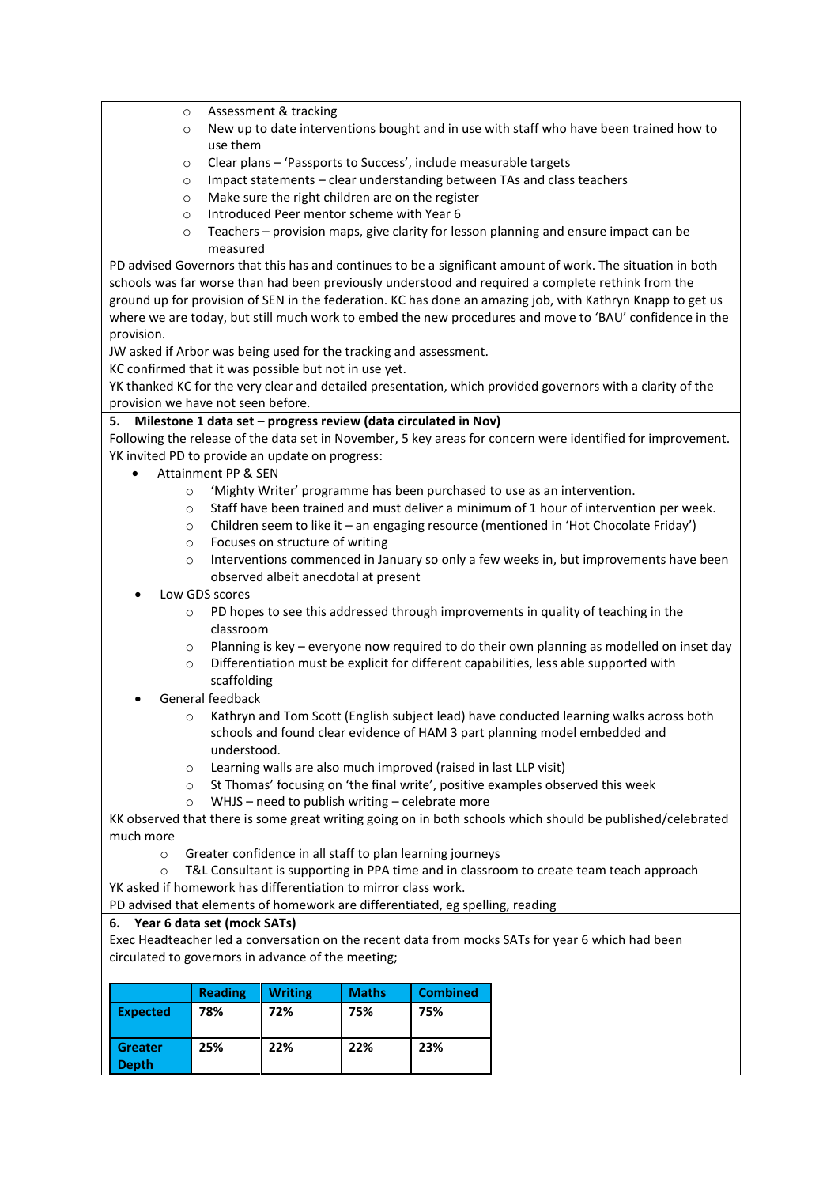- Assessment & tracking
- New up to date interventions bought and in use with staff who have been trained how to use them
- Clear plans – 'Passports to Success', include measurable targets
- Impact statements – clear understanding between TAs and class teachers
- Make sure the right children are on the register
- Introduced Peer mentor scheme with Year 6
- Teachers – provision maps, give clarity for lesson planning and ensure impact can be measured

PD advised Governors that this has and continues to be a significant amount of work. The situation in both schools was far worse than had been previously understood and required a complete rethink from the ground up for provision of SEN in the federation. KC has done an amazing job, with Kathryn Knapp to get us where we are today, but still much work to embed the new procedures and move to 'BAU' confidence in the provision.

JW asked if Arbor was being used for the tracking and assessment.

KC confirmed that it was possible but not in use yet.

YK thanked KC for the very clear and detailed presentation, which provided governors with a clarity of the provision we have not seen before.

**5. Milestone 1 data set – progress review (data circulated in Nov)**

Following the release of the data set in November, 5 key areas for concern were identified for improvement. YK invited PD to provide an update on progress:

- Attainment PP & SEN
  - 'Mighty Writer' programme has been purchased to use as an intervention.
  - Staff have been trained and must deliver a minimum of 1 hour of intervention per week.
  - Children seem to like it – an engaging resource (mentioned in 'Hot Chocolate Friday')
  - Focuses on structure of writing
  - Interventions commenced in January so only a few weeks in, but improvements have been observed albeit anecdotal at present
- Low GDS scores
  - PD hopes to see this addressed through improvements in quality of teaching in the classroom
  - Planning is key – everyone now required to do their own planning as modelled on inset day
  - Differentiation must be explicit for different capabilities, less able supported with scaffolding
- General feedback
  - Kathryn and Tom Scott (English subject lead) have conducted learning walks across both schools and found clear evidence of HAM 3 part planning model embedded and understood.
  - Learning walls are also much improved (raised in last LLP visit)
  - St Thomas' focusing on 'the final write', positive examples observed this week
  - WHJS – need to publish writing – celebrate more

KK observed that there is some great writing going on in both schools which should be published/celebrated much more

- Greater confidence in all staff to plan learning journeys
- T&L Consultant is supporting in PPA time and in classroom to create team teach approach

YK asked if homework has differentiation to mirror class work.

PD advised that elements of homework are differentiated, eg spelling, reading

**6. Year 6 data set (mock SATs)**

Exec Headteacher led a conversation on the recent data from mocks SATs for year 6 which had been circulated to governors in advance of the meeting;

| | Reading | Writing | Maths | Combined |
|---|---|---|---|---|
| **Expected** | **78%** | **72%** | **75%** | **75%** |
| **Greater Depth** | **25%** | **22%** | **22%** | **23%** |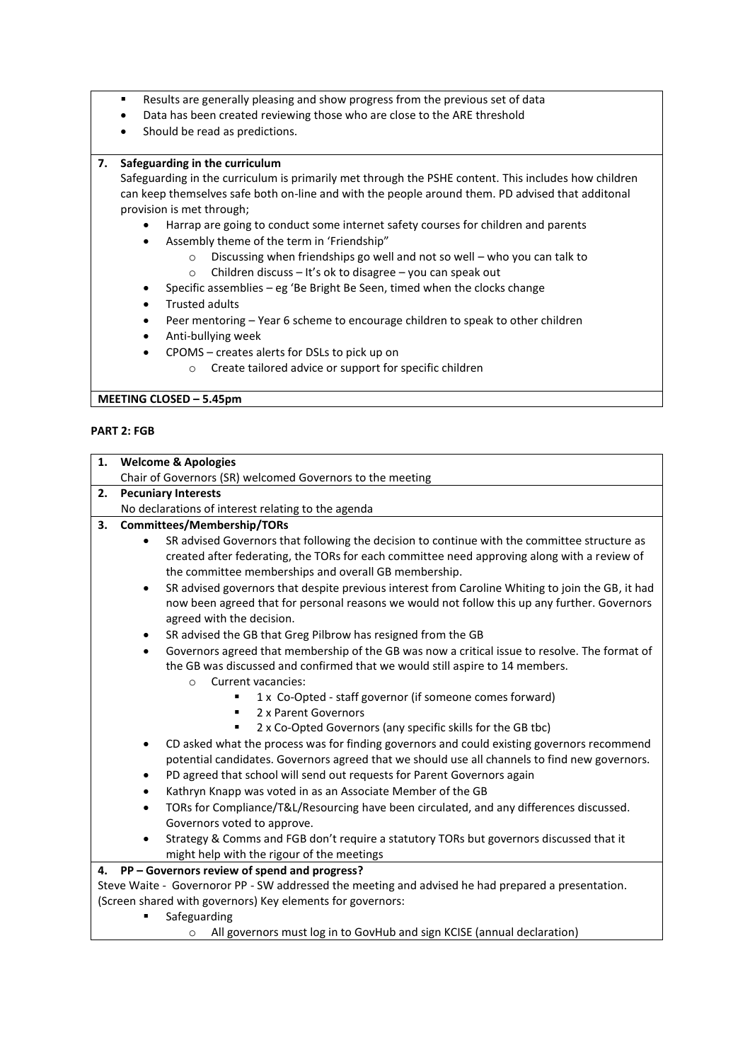- Results are generally pleasing and show progress from the previous set of data
- Data has been created reviewing those who are close to the ARE threshold
- Should be read as predictions.

**7. Safeguarding in the curriculum**

Safeguarding in the curriculum is primarily met through the PSHE content. This includes how children can keep themselves safe both on-line and with the people around them. PD advised that additonal provision is met through;

- Harrap are going to conduct some internet safety courses for children and parents
- Assembly theme of the term in 'Friendship"
    - Discussing when friendships go well and not so well – who you can talk to
    - Children discuss – It's ok to disagree – you can speak out
- Specific assemblies – eg 'Be Bright Be Seen, timed when the clocks change
- Trusted adults
- Peer mentoring – Year 6 scheme to encourage children to speak to other children
- Anti-bullying week
- CPOMS – creates alerts for DSLs to pick up on
    - Create tailored advice or support for specific children

**MEETING CLOSED – 5.45pm**

**PART 2: FGB**

**1. Welcome & Apologies**

Chair of Governors (SR) welcomed Governors to the meeting

**2. Pecuniary Interests**

No declarations of interest relating to the agenda

**3. Committees/Membership/TORs**

- SR advised Governors that following the decision to continue with the committee structure as created after federating, the TORs for each committee need approving along with a review of the committee memberships and overall GB membership.
- SR advised governors that despite previous interest from Caroline Whiting to join the GB, it had now been agreed that for personal reasons we would not follow this up any further. Governors agreed with the decision.
- SR advised the GB that Greg Pilbrow has resigned from the GB
- Governors agreed that membership of the GB was now a critical issue to resolve. The format of the GB was discussed and confirmed that we would still aspire to 14 members.
    - Current vacancies:
        - 1 x Co-Opted - staff governor (if someone comes forward)
        - 2 x Parent Governors
        - 2 x Co-Opted Governors (any specific skills for the GB tbc)
- CD asked what the process was for finding governors and could existing governors recommend potential candidates. Governors agreed that we should use all channels to find new governors.
- PD agreed that school will send out requests for Parent Governors again
- Kathryn Knapp was voted in as an Associate Member of the GB
- TORs for Compliance/T&L/Resourcing have been circulated, and any differences discussed. Governors voted to approve.
- Strategy & Comms and FGB don't require a statutory TORs but governors discussed that it might help with the rigour of the meetings

**4. PP – Governors review of spend and progress?**

Steve Waite - Governoror PP - SW addressed the meeting and advised he had prepared a presentation. (Screen shared with governors) Key elements for governors:

- Safeguarding
    - All governors must log in to GovHub and sign KCISE (annual declaration)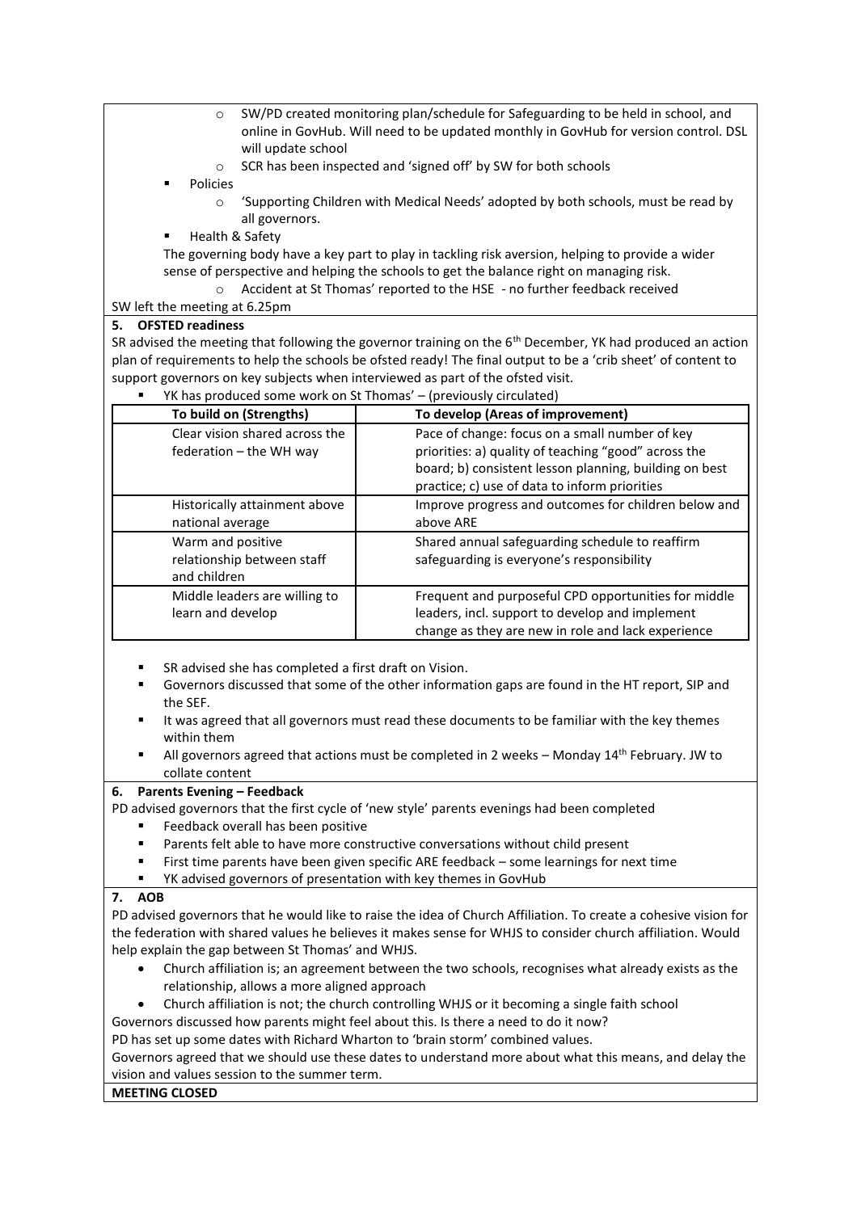- SW/PD created monitoring plan/schedule for Safeguarding to be held in school, and online in GovHub. Will need to be updated monthly in GovHub for version control. DSL will update school
  - SCR has been inspected and 'signed off' by SW for both schools
- Policies
  - 'Supporting Children with Medical Needs' adopted by both schools, must be read by all governors.
- Health & Safety

  The governing body have a key part to play in tackling risk aversion, helping to provide a wider sense of perspective and helping the schools to get the balance right on managing risk.
  - Accident at St Thomas' reported to the HSE - no further feedback received

SW left the meeting at 6.25pm

**5. OFSTED readiness**

SR advised the meeting that following the governor training on the 6th December, YK had produced an action plan of requirements to help the schools be ofsted ready! The final output to be a 'crib sheet' of content to support governors on key subjects when interviewed as part of the ofsted visit.

- YK has produced some work on St Thomas' – (previously circulated)

| To build on (Strengths) | To develop (Areas of improvement) |
|---|---|
| Clear vision shared across the federation – the WH way | Pace of change: focus on a small number of key priorities: a) quality of teaching "good" across the board; b) consistent lesson planning, building on best practice; c) use of data to inform priorities |
| Historically attainment above national average | Improve progress and outcomes for children below and above ARE |
| Warm and positive relationship between staff and children | Shared annual safeguarding schedule to reaffirm safeguarding is everyone's responsibility |
| Middle leaders are willing to learn and develop | Frequent and purposeful CPD opportunities for middle leaders, incl. support to develop and implement change as they are new in role and lack experience |

- SR advised she has completed a first draft on Vision.
- Governors discussed that some of the other information gaps are found in the HT report, SIP and the SEF.
- It was agreed that all governors must read these documents to be familiar with the key themes within them
- All governors agreed that actions must be completed in 2 weeks – Monday 14th February. JW to collate content

**6. Parents Evening – Feedback**

PD advised governors that the first cycle of 'new style' parents evenings had been completed

- Feedback overall has been positive
- Parents felt able to have more constructive conversations without child present
- First time parents have been given specific ARE feedback – some learnings for next time
- YK advised governors of presentation with key themes in GovHub

**7. AOB**

PD advised governors that he would like to raise the idea of Church Affiliation. To create a cohesive vision for the federation with shared values he believes it makes sense for WHJS to consider church affiliation. Would help explain the gap between St Thomas' and WHJS.

- Church affiliation is; an agreement between the two schools, recognises what already exists as the relationship, allows a more aligned approach
- Church affiliation is not; the church controlling WHJS or it becoming a single faith school

Governors discussed how parents might feel about this. Is there a need to do it now?

PD has set up some dates with Richard Wharton to 'brain storm' combined values.

Governors agreed that we should use these dates to understand more about what this means, and delay the vision and values session to the summer term.

**MEETING CLOSED**